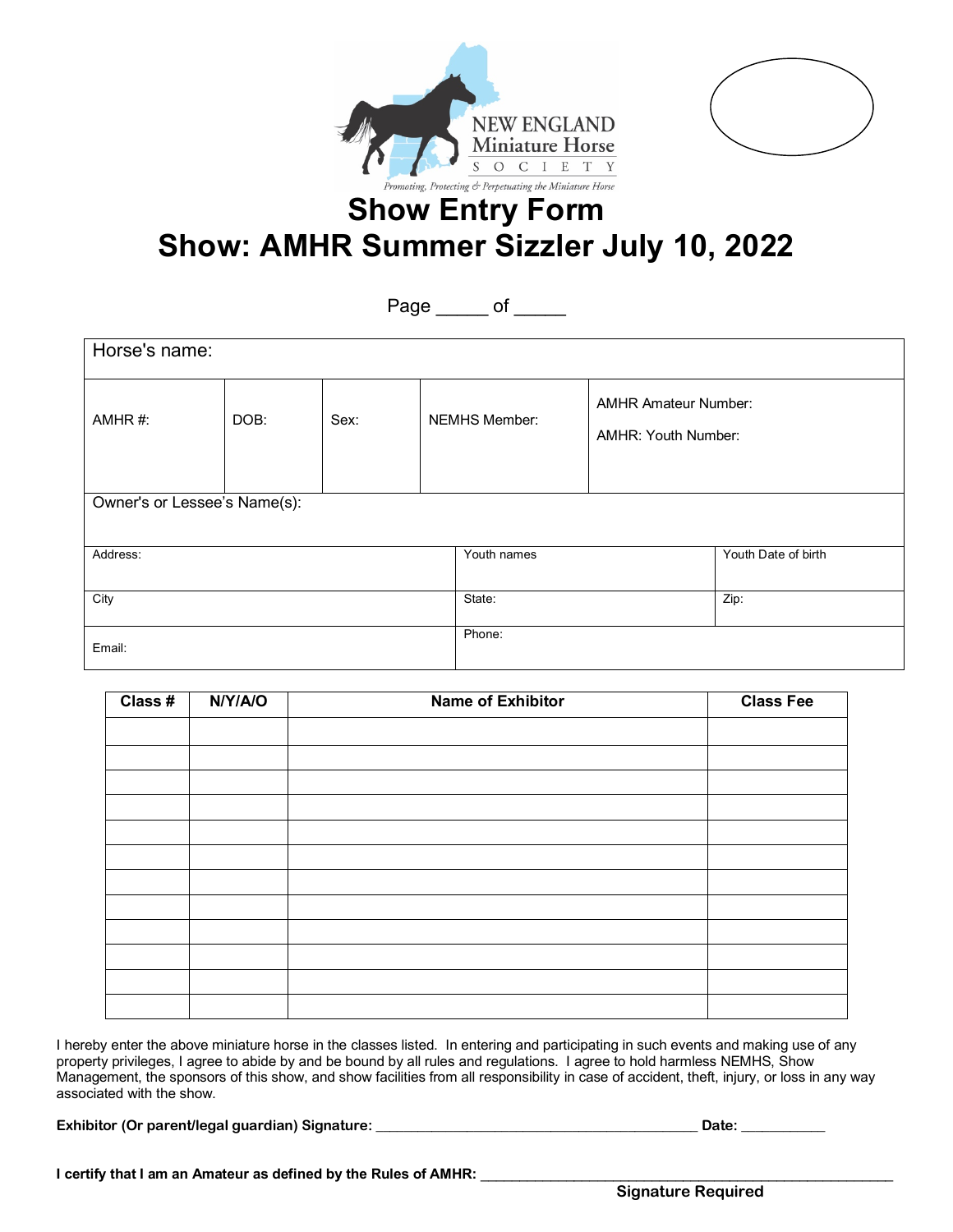NEW ENGLAND Miniature Horse SOCIETY

*Promoting, Protecting & Perpetuating the Miniature Horse*

# Show Entry Form

# Show: AMHR Summer Sizzler July 10, 2022

Page _____ of _____

| Horse's name: | | | | |
|---|---|---|---|---|
| AMHR #: | DOB: | Sex: | NEMHS Member: | AMHR Amateur Number:<br>AMHR: Youth Number: |
| Owner's or Lessee's Name(s): | | | | |

| Address: | Youth names | Youth Date of birth |
|---|---|---|
| City | State: | Zip: |
| Email: | Phone: | |

| Class # | N/Y/A/O | Name of Exhibitor | Class Fee |
|---|---|---|---|
| | | | |
| | | | |
| | | | |
| | | | |
| | | | |
| | | | |
| | | | |
| | | | |
| | | | |
| | | | |
| | | | |
| | | | |

I hereby enter the above miniature horse in the classes listed. In entering and participating in such events and making use of any property privileges, I agree to abide by and be bound by all rules and regulations. I agree to hold harmless NEMHS, Show Management, the sponsors of this show, and show facilities from all responsibility in case of accident, theft, injury, or loss in any way associated with the show.

**Exhibitor (Or parent/legal guardian) Signature:** ________________________________________ **Date:** ___________

**I certify that I am an Amateur as defined by the Rules of AMHR:** ____________________________________________________

**Signature Required**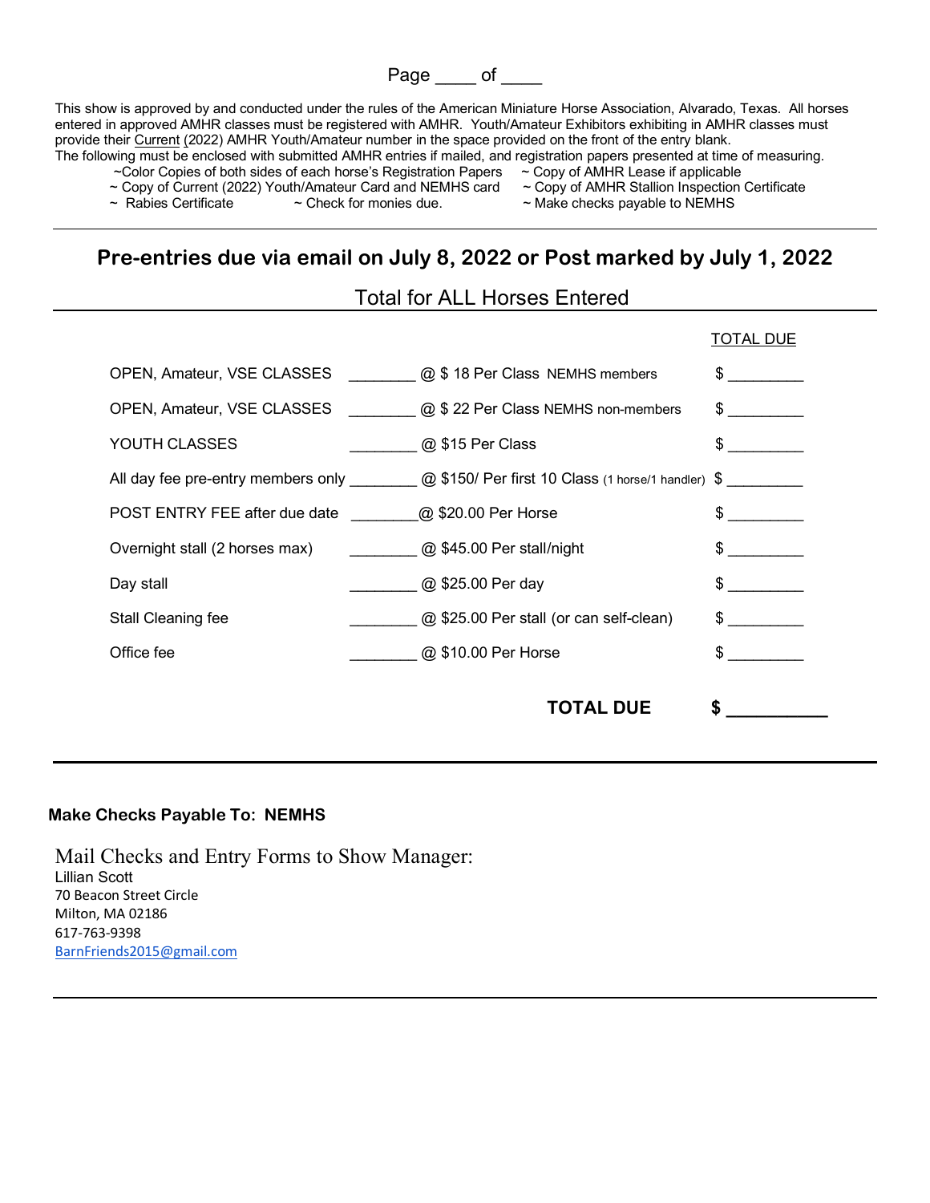Page ____ of ____

This show is approved by and conducted under the rules of the American Miniature Horse Association, Alvarado, Texas. All horses entered in approved AMHR classes must be registered with AMHR. Youth/Amateur Exhibitors exhibiting in AMHR classes must provide their Current (2022) AMHR Youth/Amateur number in the space provided on the front of the entry blank.
The following must be enclosed with submitted AMHR entries if mailed, and registration papers presented at time of measuring.

- ~Color Copies of both sides of each horse's Registration Papers
- ~ Copy of AMHR Lease if applicable
- ~ Copy of Current (2022) Youth/Amateur Card and NEMHS card
- ~ Copy of AMHR Stallion Inspection Certificate
- ~ Rabies Certificate
- ~ Check for monies due.
- ~ Make checks payable to NEMHS

---

## Pre-entries due via email on July 8, 2022 or Post marked by July 1, 2022

### Total for ALL Horses Entered

| | | | TOTAL DUE |
|---|---|---|---|
| OPEN, Amateur, VSE CLASSES | ________ | @ $ 18 Per Class NEMHS members | $ _________ |
| OPEN, Amateur, VSE CLASSES | ________ | @ $ 22 Per Class NEMHS non-members | $ _________ |
| YOUTH CLASSES | ________ | @ $15 Per Class | $ _________ |
| All day fee pre-entry members only | ________ | @ $150/ Per first 10 Class (1 horse/1 handler) | $ _________ |
| POST ENTRY FEE after due date | ________ | @ $20.00 Per Horse | $ _________ |
| Overnight stall (2 horses max) | ________ | @ $45.00 Per stall/night | $ _________ |
| Day stall | ________ | @ $25.00 Per day | $ _________ |
| Stall Cleaning fee | ________ | @ $25.00 Per stall (or can self-clean) | $ _________ |
| Office fee | ________ | @ $10.00 Per Horse | $ _________ |
| | | **TOTAL DUE** | **$ __________** |

---

**Make Checks Payable To: NEMHS**

Mail Checks and Entry Forms to Show Manager:
Lillian Scott
70 Beacon Street Circle
Milton, MA 02186
617-763-9398
BarnFriends2015@gmail.com